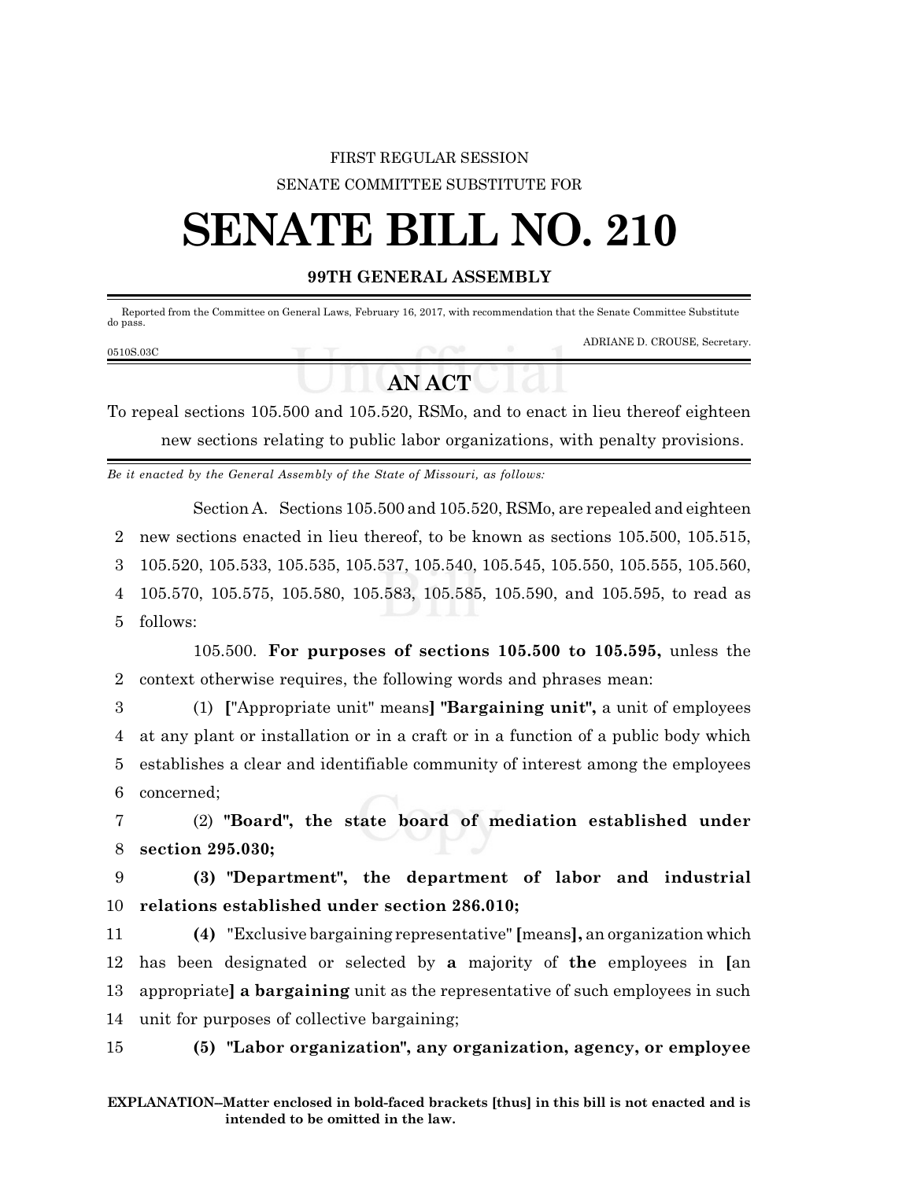FIRST REGULAR SESSION

SENATE COMMITTEE SUBSTITUTE FOR

# SENATE BILL NO. 210

## 99TH GENERAL ASSEMBLY

Reported from the Committee on General Laws, February 16, 2017, with recommendation that the Senate Committee Substitute do pass.

ADRIANE D. CROUSE, Secretary.

0510S.03C

## AN ACT

To repeal sections 105.500 and 105.520, RSMo, and to enact in lieu thereof eighteen new sections relating to public labor organizations, with penalty provisions.

*Be it enacted by the General Assembly of the State of Missouri, as follows:*

Section A. Sections 105.500 and 105.520, RSMo, are repealed and eighteen
2 new sections enacted in lieu thereof, to be known as sections 105.500, 105.515,
3 105.520, 105.533, 105.535, 105.537, 105.540, 105.545, 105.550, 105.555, 105.560,
4 105.570, 105.575, 105.580, 105.583, 105.585, 105.590, and 105.595, to read as
5 follows:

105.500. **For purposes of sections 105.500 to 105.595,** unless the
2 context otherwise requires, the following words and phrases mean:

3 (1) **[**"Appropriate unit" means**]** **"Bargaining unit",** a unit of employees
4 at any plant or installation or in a craft or in a function of a public body which
5 establishes a clear and identifiable community of interest among the employees
6 concerned;

7 (2) **"Board", the state board of mediation established under**
8 **section 295.030;**

9 **(3) "Department", the department of labor and industrial**
10 **relations established under section 286.010;**

11 **(4)** "Exclusive bargaining representative" **[**means**],** an organization which
12 has been designated or selected by **a** majority of **the** employees in **[**an
13 appropriate**]** **a bargaining** unit as the representative of such employees in such
14 unit for purposes of collective bargaining;

15 **(5) "Labor organization", any organization, agency, or employee**

**EXPLANATION–Matter enclosed in bold-faced brackets [thus] in this bill is not enacted and is intended to be omitted in the law.**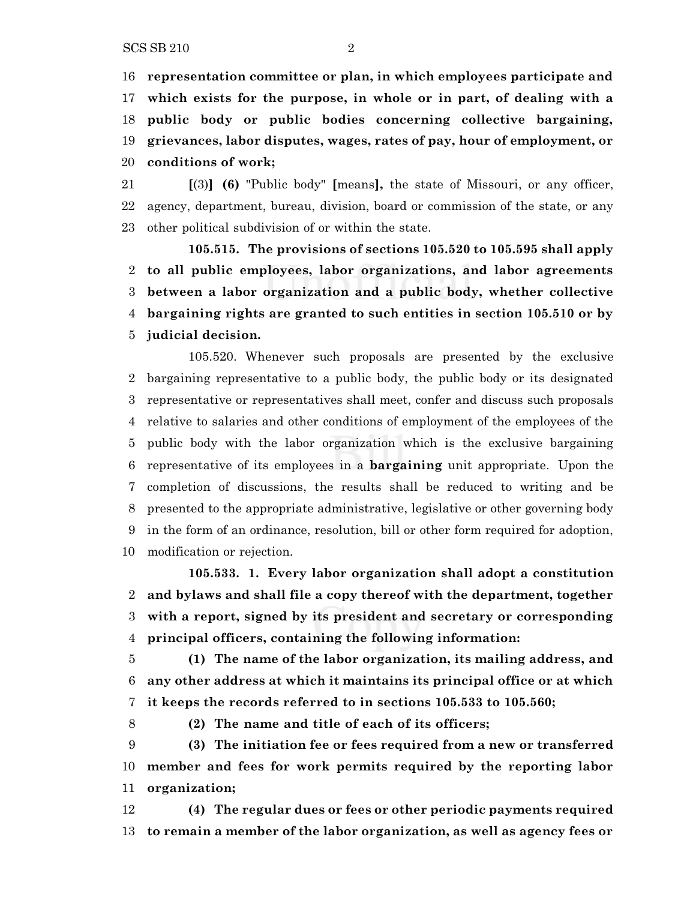16 **representation committee or plan, in which employees participate and**
17 **which exists for the purpose, in whole or in part, of dealing with a**
18 **public body or public bodies concerning collective bargaining,**
19 **grievances, labor disputes, wages, rates of pay, hour of employment, or**
20 **conditions of work;**

21 **[**(3)**]** **(6)** "Public body" **[**means**],** the state of Missouri, or any officer,
22 agency, department, bureau, division, board or commission of the state, or any
23 other political subdivision of or within the state.

**105.515. The provisions of sections 105.520 to 105.595 shall apply**
2 **to all public employees, labor organizations, and labor agreements**
3 **between a labor organization and a public body, whether collective**
4 **bargaining rights are granted to such entities in section 105.510 or by**
5 **judicial decision.**

105.520. Whenever such proposals are presented by the exclusive
2 bargaining representative to a public body, the public body or its designated
3 representative or representatives shall meet, confer and discuss such proposals
4 relative to salaries and other conditions of employment of the employees of the
5 public body with the labor organization which is the exclusive bargaining
6 representative of its employees in a **bargaining** unit appropriate. Upon the
7 completion of discussions, the results shall be reduced to writing and be
8 presented to the appropriate administrative, legislative or other governing body
9 in the form of an ordinance, resolution, bill or other form required for adoption,
10 modification or rejection.

**105.533. 1. Every labor organization shall adopt a constitution**
2 **and bylaws and shall file a copy thereof with the department, together**
3 **with a report, signed by its president and secretary or corresponding**
4 **principal officers, containing the following information:**

5 **(1) The name of the labor organization, its mailing address, and**
6 **any other address at which it maintains its principal office or at which**
7 **it keeps the records referred to in sections 105.533 to 105.560;**

8 **(2) The name and title of each of its officers;**

9 **(3) The initiation fee or fees required from a new or transferred**
10 **member and fees for work permits required by the reporting labor**
11 **organization;**

12 **(4) The regular dues or fees or other periodic payments required**
13 **to remain a member of the labor organization, as well as agency fees or**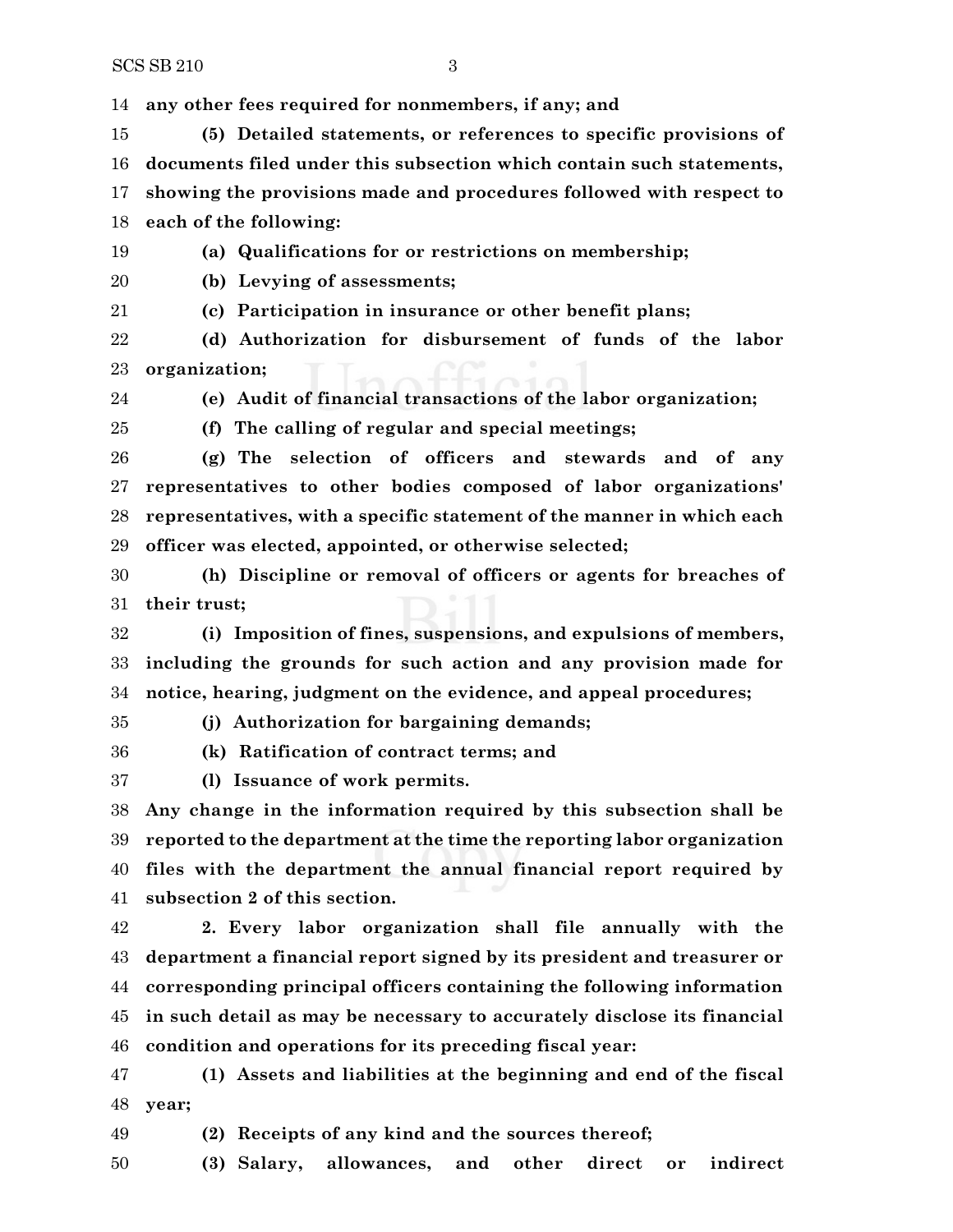**any other fees required for nonmembers, if any; and**

**(5) Detailed statements, or references to specific provisions of documents filed under this subsection which contain such statements, showing the provisions made and procedures followed with respect to each of the following:**

**(a) Qualifications for or restrictions on membership;**

**(b) Levying of assessments;**

**(c) Participation in insurance or other benefit plans;**

**(d) Authorization for disbursement of funds of the labor organization;**

**(e) Audit of financial transactions of the labor organization;**

**(f) The calling of regular and special meetings;**

**(g) The selection of officers and stewards and of any representatives to other bodies composed of labor organizations' representatives, with a specific statement of the manner in which each officer was elected, appointed, or otherwise selected;**

**(h) Discipline or removal of officers or agents for breaches of their trust;**

**(i) Imposition of fines, suspensions, and expulsions of members, including the grounds for such action and any provision made for notice, hearing, judgment on the evidence, and appeal procedures;**

**(j) Authorization for bargaining demands;**

**(k) Ratification of contract terms; and**

**(l) Issuance of work permits.**

**Any change in the information required by this subsection shall be reported to the department at the time the reporting labor organization files with the department the annual financial report required by subsection 2 of this section.**

**2. Every labor organization shall file annually with the department a financial report signed by its president and treasurer or corresponding principal officers containing the following information in such detail as may be necessary to accurately disclose its financial condition and operations for its preceding fiscal year:**

**(1) Assets and liabilities at the beginning and end of the fiscal year;**

**(2) Receipts of any kind and the sources thereof;**

**(3) Salary, allowances, and other direct or indirect**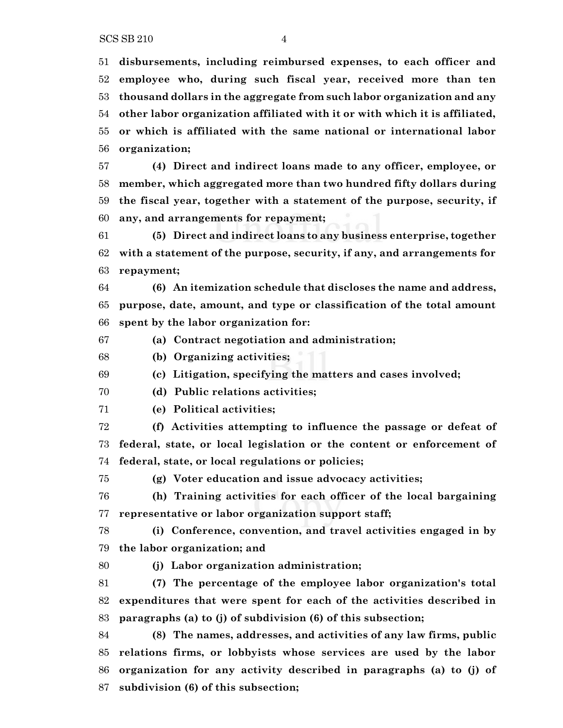51 **disbursements, including reimbursed expenses, to each officer and**
52 **employee who, during such fiscal year, received more than ten**
53 **thousand dollars in the aggregate from such labor organization and any**
54 **other labor organization affiliated with it or with which it is affiliated,**
55 **or which is affiliated with the same national or international labor**
56 **organization;**

57 **(4) Direct and indirect loans made to any officer, employee, or**
58 **member, which aggregated more than two hundred fifty dollars during**
59 **the fiscal year, together with a statement of the purpose, security, if**
60 **any, and arrangements for repayment;**

61 **(5) Direct and indirect loans to any business enterprise, together**
62 **with a statement of the purpose, security, if any, and arrangements for**
63 **repayment;**

64 **(6) An itemization schedule that discloses the name and address,**
65 **purpose, date, amount, and type or classification of the total amount**
66 **spent by the labor organization for:**

67 **(a) Contract negotiation and administration;**

68 **(b) Organizing activities;**

69 **(c) Litigation, specifying the matters and cases involved;**

70 **(d) Public relations activities;**

71 **(e) Political activities;**

72 **(f) Activities attempting to influence the passage or defeat of**
73 **federal, state, or local legislation or the content or enforcement of**
74 **federal, state, or local regulations or policies;**

75 **(g) Voter education and issue advocacy activities;**

76 **(h) Training activities for each officer of the local bargaining**
77 **representative or labor organization support staff;**

78 **(i) Conference, convention, and travel activities engaged in by**
79 **the labor organization; and**

80 **(j) Labor organization administration;**

81 **(7) The percentage of the employee labor organization's total**
82 **expenditures that were spent for each of the activities described in**
83 **paragraphs (a) to (j) of subdivision (6) of this subsection;**

84 **(8) The names, addresses, and activities of any law firms, public**
85 **relations firms, or lobbyists whose services are used by the labor**
86 **organization for any activity described in paragraphs (a) to (j) of**
87 **subdivision (6) of this subsection;**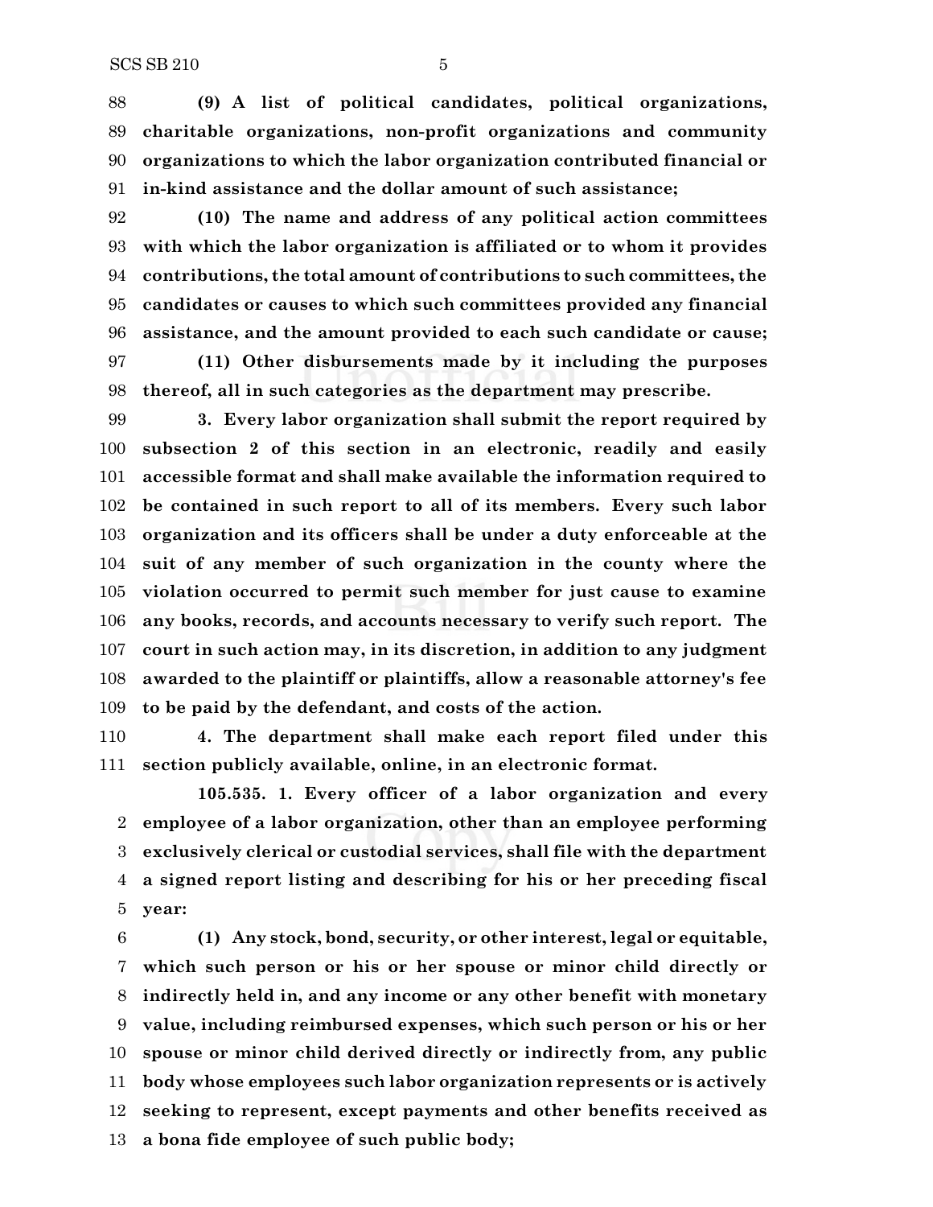**(9) A list of political candidates, political organizations, charitable organizations, non-profit organizations and community organizations to which the labor organization contributed financial or in-kind assistance and the dollar amount of such assistance;**

**(10) The name and address of any political action committees with which the labor organization is affiliated or to whom it provides contributions, the total amount of contributions to such committees, the candidates or causes to which such committees provided any financial assistance, and the amount provided to each such candidate or cause;**

**(11) Other disbursements made by it including the purposes thereof, all in such categories as the department may prescribe.**

**3. Every labor organization shall submit the report required by subsection 2 of this section in an electronic, readily and easily accessible format and shall make available the information required to be contained in such report to all of its members. Every such labor organization and its officers shall be under a duty enforceable at the suit of any member of such organization in the county where the violation occurred to permit such member for just cause to examine any books, records, and accounts necessary to verify such report. The court in such action may, in its discretion, in addition to any judgment awarded to the plaintiff or plaintiffs, allow a reasonable attorney's fee to be paid by the defendant, and costs of the action.**

**4. The department shall make each report filed under this section publicly available, online, in an electronic format.**

**105.535. 1. Every officer of a labor organization and every employee of a labor organization, other than an employee performing exclusively clerical or custodial services, shall file with the department a signed report listing and describing for his or her preceding fiscal year:**

**(1) Any stock, bond, security, or other interest, legal or equitable, which such person or his or her spouse or minor child directly or indirectly held in, and any income or any other benefit with monetary value, including reimbursed expenses, which such person or his or her spouse or minor child derived directly or indirectly from, any public body whose employees such labor organization represents or is actively seeking to represent, except payments and other benefits received as a bona fide employee of such public body;**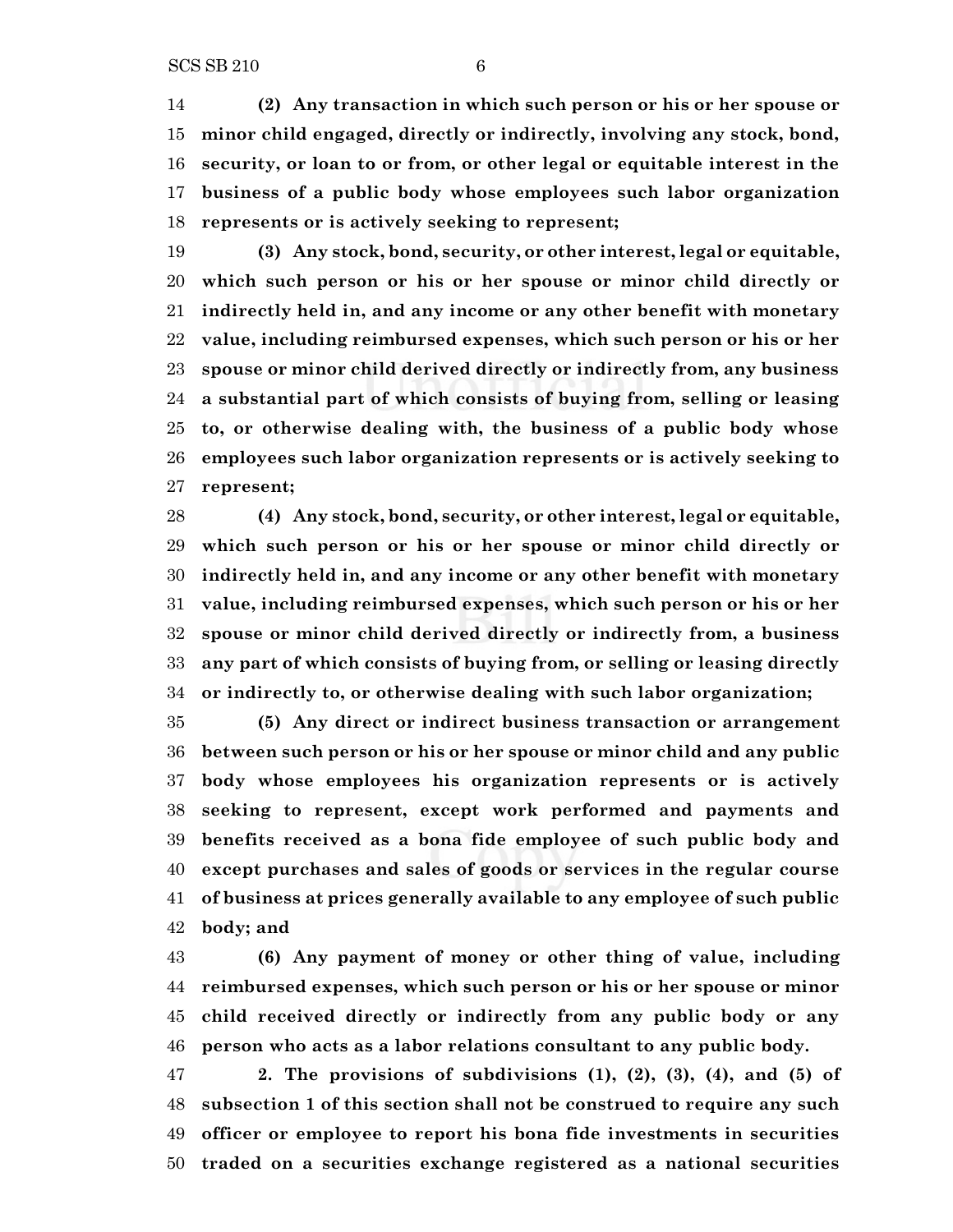**(2) Any transaction in which such person or his or her spouse or minor child engaged, directly or indirectly, involving any stock, bond, security, or loan to or from, or other legal or equitable interest in the business of a public body whose employees such labor organization represents or is actively seeking to represent;**

**(3) Any stock, bond, security, or other interest, legal or equitable, which such person or his or her spouse or minor child directly or indirectly held in, and any income or any other benefit with monetary value, including reimbursed expenses, which such person or his or her spouse or minor child derived directly or indirectly from, any business a substantial part of which consists of buying from, selling or leasing to, or otherwise dealing with, the business of a public body whose employees such labor organization represents or is actively seeking to represent;**

**(4) Any stock, bond, security, or other interest, legal or equitable, which such person or his or her spouse or minor child directly or indirectly held in, and any income or any other benefit with monetary value, including reimbursed expenses, which such person or his or her spouse or minor child derived directly or indirectly from, a business any part of which consists of buying from, or selling or leasing directly or indirectly to, or otherwise dealing with such labor organization;**

**(5) Any direct or indirect business transaction or arrangement between such person or his or her spouse or minor child and any public body whose employees his organization represents or is actively seeking to represent, except work performed and payments and benefits received as a bona fide employee of such public body and except purchases and sales of goods or services in the regular course of business at prices generally available to any employee of such public body; and**

**(6) Any payment of money or other thing of value, including reimbursed expenses, which such person or his or her spouse or minor child received directly or indirectly from any public body or any person who acts as a labor relations consultant to any public body.**

**2. The provisions of subdivisions (1), (2), (3), (4), and (5) of subsection 1 of this section shall not be construed to require any such officer or employee to report his bona fide investments in securities traded on a securities exchange registered as a national securities**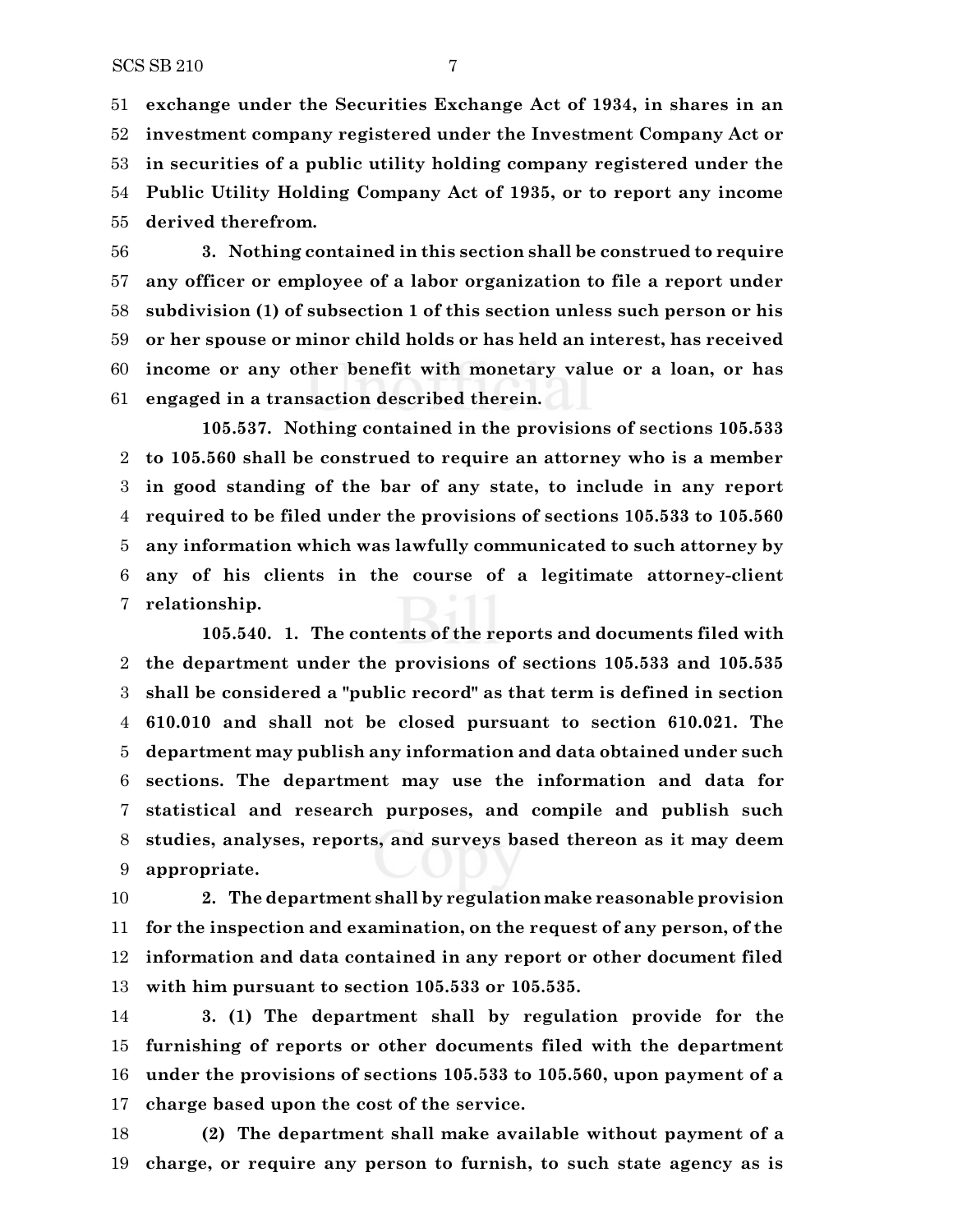**exchange under the Securities Exchange Act of 1934, in shares in an investment company registered under the Investment Company Act or in securities of a public utility holding company registered under the Public Utility Holding Company Act of 1935, or to report any income derived therefrom.**

**3. Nothing contained in this section shall be construed to require any officer or employee of a labor organization to file a report under subdivision (1) of subsection 1 of this section unless such person or his or her spouse or minor child holds or has held an interest, has received income or any other benefit with monetary value or a loan, or has engaged in a transaction described therein.**

**105.537. Nothing contained in the provisions of sections 105.533 to 105.560 shall be construed to require an attorney who is a member in good standing of the bar of any state, to include in any report required to be filed under the provisions of sections 105.533 to 105.560 any information which was lawfully communicated to such attorney by any of his clients in the course of a legitimate attorney-client relationship.**

**105.540. 1. The contents of the reports and documents filed with the department under the provisions of sections 105.533 and 105.535 shall be considered a "public record" as that term is defined in section 610.010 and shall not be closed pursuant to section 610.021. The department may publish any information and data obtained under such sections. The department may use the information and data for statistical and research purposes, and compile and publish such studies, analyses, reports, and surveys based thereon as it may deem appropriate.**

**2. The department shall by regulation make reasonable provision for the inspection and examination, on the request of any person, of the information and data contained in any report or other document filed with him pursuant to section 105.533 or 105.535.**

**3. (1) The department shall by regulation provide for the furnishing of reports or other documents filed with the department under the provisions of sections 105.533 to 105.560, upon payment of a charge based upon the cost of the service.**

**(2) The department shall make available without payment of a charge, or require any person to furnish, to such state agency as is**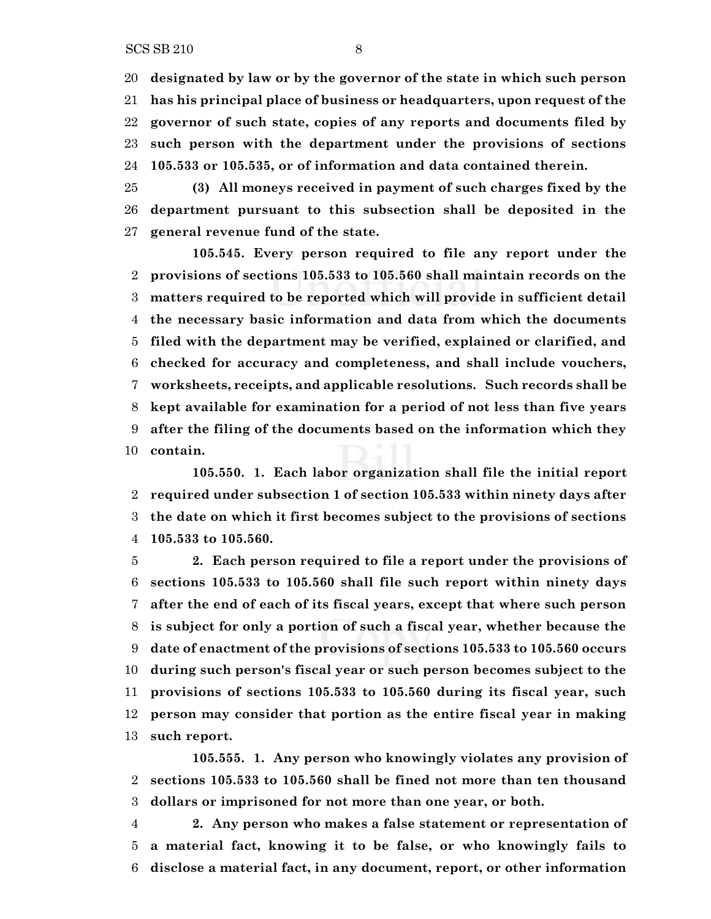**designated by law or by the governor of the state in which such person has his principal place of business or headquarters, upon request of the governor of such state, copies of any reports and documents filed by such person with the department under the provisions of sections 105.533 or 105.535, or of information and data contained therein.**

**(3) All moneys received in payment of such charges fixed by the department pursuant to this subsection shall be deposited in the general revenue fund of the state.**

**105.545. Every person required to file any report under the provisions of sections 105.533 to 105.560 shall maintain records on the matters required to be reported which will provide in sufficient detail the necessary basic information and data from which the documents filed with the department may be verified, explained or clarified, and checked for accuracy and completeness, and shall include vouchers, worksheets, receipts, and applicable resolutions. Such records shall be kept available for examination for a period of not less than five years after the filing of the documents based on the information which they contain.**

**105.550. 1. Each labor organization shall file the initial report required under subsection 1 of section 105.533 within ninety days after the date on which it first becomes subject to the provisions of sections 105.533 to 105.560.**

**2. Each person required to file a report under the provisions of sections 105.533 to 105.560 shall file such report within ninety days after the end of each of its fiscal years, except that where such person is subject for only a portion of such a fiscal year, whether because the date of enactment of the provisions of sections 105.533 to 105.560 occurs during such person's fiscal year or such person becomes subject to the provisions of sections 105.533 to 105.560 during its fiscal year, such person may consider that portion as the entire fiscal year in making such report.**

**105.555. 1. Any person who knowingly violates any provision of sections 105.533 to 105.560 shall be fined not more than ten thousand dollars or imprisoned for not more than one year, or both.**

**2. Any person who makes a false statement or representation of a material fact, knowing it to be false, or who knowingly fails to disclose a material fact, in any document, report, or other information**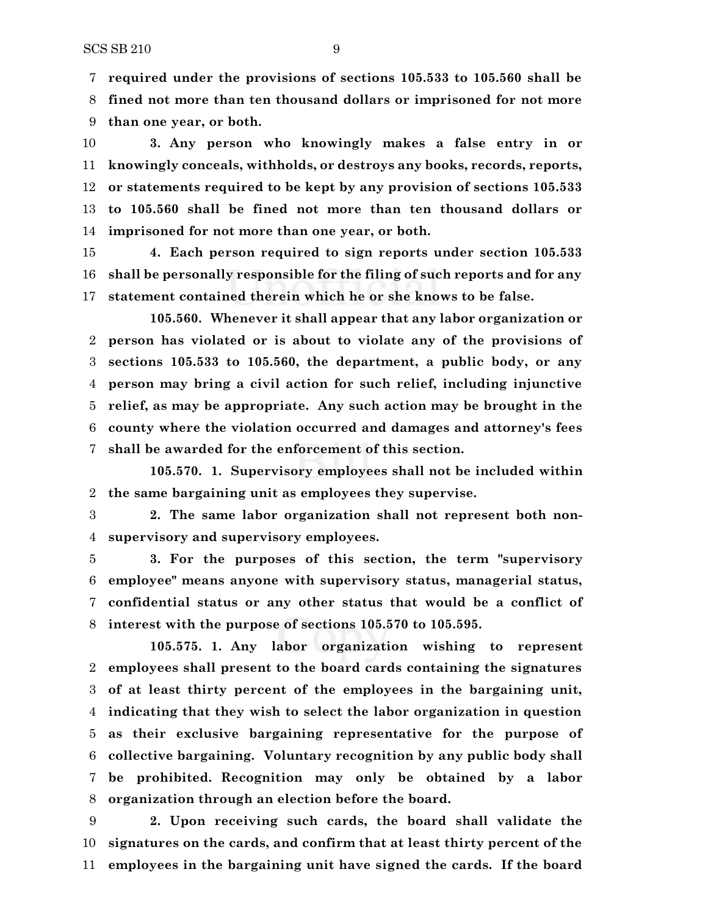**required under the provisions of sections 105.533 to 105.560 shall be fined not more than ten thousand dollars or imprisoned for not more than one year, or both.**

**3. Any person who knowingly makes a false entry in or knowingly conceals, withholds, or destroys any books, records, reports, or statements required to be kept by any provision of sections 105.533 to 105.560 shall be fined not more than ten thousand dollars or imprisoned for not more than one year, or both.**

**4. Each person required to sign reports under section 105.533 shall be personally responsible for the filing of such reports and for any statement contained therein which he or she knows to be false.**

**105.560. Whenever it shall appear that any labor organization or person has violated or is about to violate any of the provisions of sections 105.533 to 105.560, the department, a public body, or any person may bring a civil action for such relief, including injunctive relief, as may be appropriate. Any such action may be brought in the county where the violation occurred and damages and attorney's fees shall be awarded for the enforcement of this section.**

**105.570. 1. Supervisory employees shall not be included within the same bargaining unit as employees they supervise.**

**2. The same labor organization shall not represent both non-supervisory and supervisory employees.**

**3. For the purposes of this section, the term "supervisory employee" means anyone with supervisory status, managerial status, confidential status or any other status that would be a conflict of interest with the purpose of sections 105.570 to 105.595.**

**105.575. 1. Any labor organization wishing to represent employees shall present to the board cards containing the signatures of at least thirty percent of the employees in the bargaining unit, indicating that they wish to select the labor organization in question as their exclusive bargaining representative for the purpose of collective bargaining. Voluntary recognition by any public body shall be prohibited. Recognition may only be obtained by a labor organization through an election before the board.**

**2. Upon receiving such cards, the board shall validate the signatures on the cards, and confirm that at least thirty percent of the employees in the bargaining unit have signed the cards. If the board**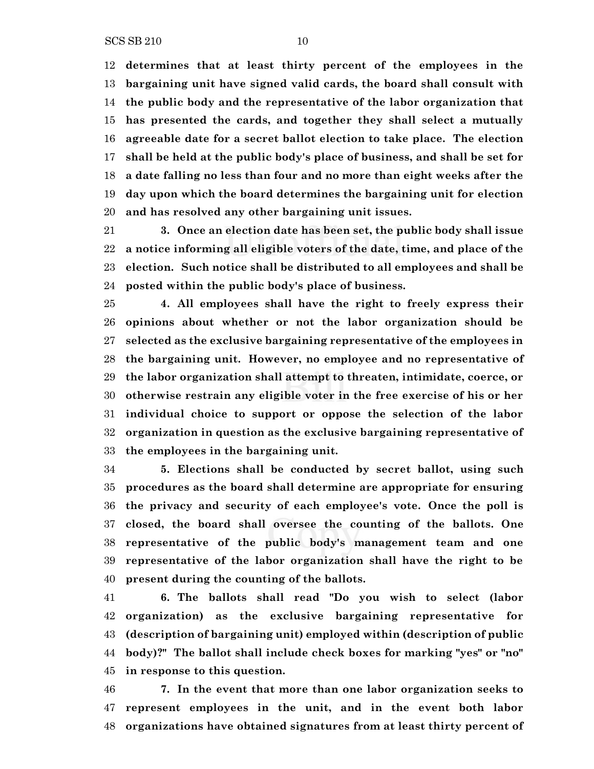**determines that at least thirty percent of the employees in the bargaining unit have signed valid cards, the board shall consult with the public body and the representative of the labor organization that has presented the cards, and together they shall select a mutually agreeable date for a secret ballot election to take place. The election shall be held at the public body's place of business, and shall be set for a date falling no less than four and no more than eight weeks after the day upon which the board determines the bargaining unit for election and has resolved any other bargaining unit issues.**

**3. Once an election date has been set, the public body shall issue a notice informing all eligible voters of the date, time, and place of the election. Such notice shall be distributed to all employees and shall be posted within the public body's place of business.**

**4. All employees shall have the right to freely express their opinions about whether or not the labor organization should be selected as the exclusive bargaining representative of the employees in the bargaining unit. However, no employee and no representative of the labor organization shall attempt to threaten, intimidate, coerce, or otherwise restrain any eligible voter in the free exercise of his or her individual choice to support or oppose the selection of the labor organization in question as the exclusive bargaining representative of the employees in the bargaining unit.**

**5. Elections shall be conducted by secret ballot, using such procedures as the board shall determine are appropriate for ensuring the privacy and security of each employee's vote. Once the poll is closed, the board shall oversee the counting of the ballots. One representative of the public body's management team and one representative of the labor organization shall have the right to be present during the counting of the ballots.**

**6. The ballots shall read "Do you wish to select (labor organization) as the exclusive bargaining representative for (description of bargaining unit) employed within (description of public body)?" The ballot shall include check boxes for marking "yes" or "no" in response to this question.**

**7. In the event that more than one labor organization seeks to represent employees in the unit, and in the event both labor organizations have obtained signatures from at least thirty percent of**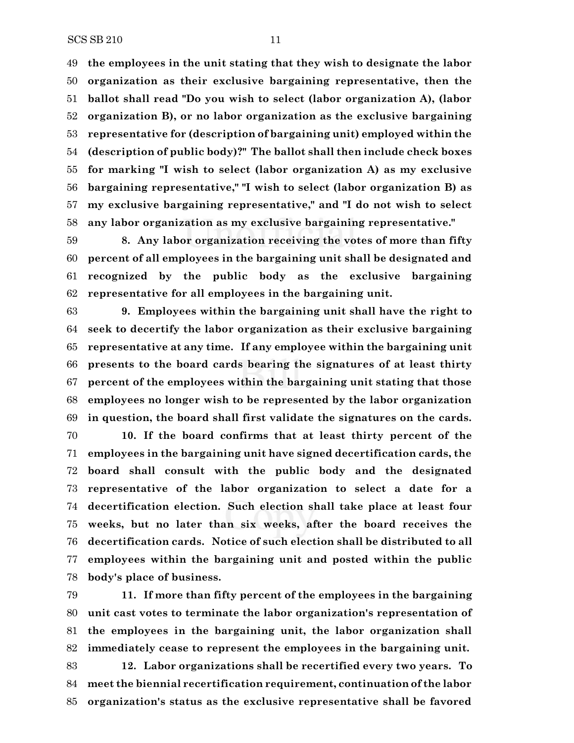**the employees in the unit stating that they wish to designate the labor organization as their exclusive bargaining representative, then the ballot shall read "Do you wish to select (labor organization A), (labor organization B), or no labor organization as the exclusive bargaining representative for (description of bargaining unit) employed within the (description of public body)?" The ballot shall then include check boxes for marking "I wish to select (labor organization A) as my exclusive bargaining representative," "I wish to select (labor organization B) as my exclusive bargaining representative," and "I do not wish to select any labor organization as my exclusive bargaining representative."**

**8. Any labor organization receiving the votes of more than fifty percent of all employees in the bargaining unit shall be designated and recognized by the public body as the exclusive bargaining representative for all employees in the bargaining unit.**

**9. Employees within the bargaining unit shall have the right to seek to decertify the labor organization as their exclusive bargaining representative at any time. If any employee within the bargaining unit presents to the board cards bearing the signatures of at least thirty percent of the employees within the bargaining unit stating that those employees no longer wish to be represented by the labor organization in question, the board shall first validate the signatures on the cards.**

**10. If the board confirms that at least thirty percent of the employees in the bargaining unit have signed decertification cards, the board shall consult with the public body and the designated representative of the labor organization to select a date for a decertification election. Such election shall take place at least four weeks, but no later than six weeks, after the board receives the decertification cards. Notice of such election shall be distributed to all employees within the bargaining unit and posted within the public body's place of business.**

**11. If more than fifty percent of the employees in the bargaining unit cast votes to terminate the labor organization's representation of the employees in the bargaining unit, the labor organization shall immediately cease to represent the employees in the bargaining unit.**

**12. Labor organizations shall be recertified every two years. To meet the biennial recertification requirement, continuation of the labor organization's status as the exclusive representative shall be favored**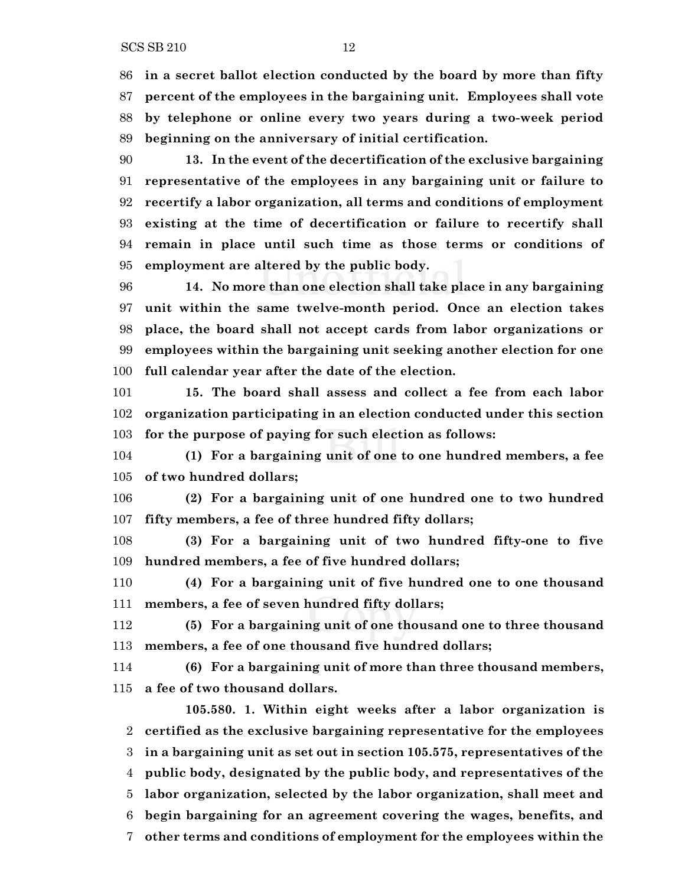**in a secret ballot election conducted by the board by more than fifty percent of the employees in the bargaining unit. Employees shall vote by telephone or online every two years during a two-week period beginning on the anniversary of initial certification.**

**13. In the event of the decertification of the exclusive bargaining representative of the employees in any bargaining unit or failure to recertify a labor organization, all terms and conditions of employment existing at the time of decertification or failure to recertify shall remain in place until such time as those terms or conditions of employment are altered by the public body.**

**14. No more than one election shall take place in any bargaining unit within the same twelve-month period. Once an election takes place, the board shall not accept cards from labor organizations or employees within the bargaining unit seeking another election for one full calendar year after the date of the election.**

**15. The board shall assess and collect a fee from each labor organization participating in an election conducted under this section for the purpose of paying for such election as follows:**

**(1) For a bargaining unit of one to one hundred members, a fee of two hundred dollars;**

**(2) For a bargaining unit of one hundred one to two hundred fifty members, a fee of three hundred fifty dollars;**

**(3) For a bargaining unit of two hundred fifty-one to five hundred members, a fee of five hundred dollars;**

**(4) For a bargaining unit of five hundred one to one thousand members, a fee of seven hundred fifty dollars;**

**(5) For a bargaining unit of one thousand one to three thousand members, a fee of one thousand five hundred dollars;**

**(6) For a bargaining unit of more than three thousand members, a fee of two thousand dollars.**

**105.580. 1. Within eight weeks after a labor organization is certified as the exclusive bargaining representative for the employees in a bargaining unit as set out in section 105.575, representatives of the public body, designated by the public body, and representatives of the labor organization, selected by the labor organization, shall meet and begin bargaining for an agreement covering the wages, benefits, and other terms and conditions of employment for the employees within the**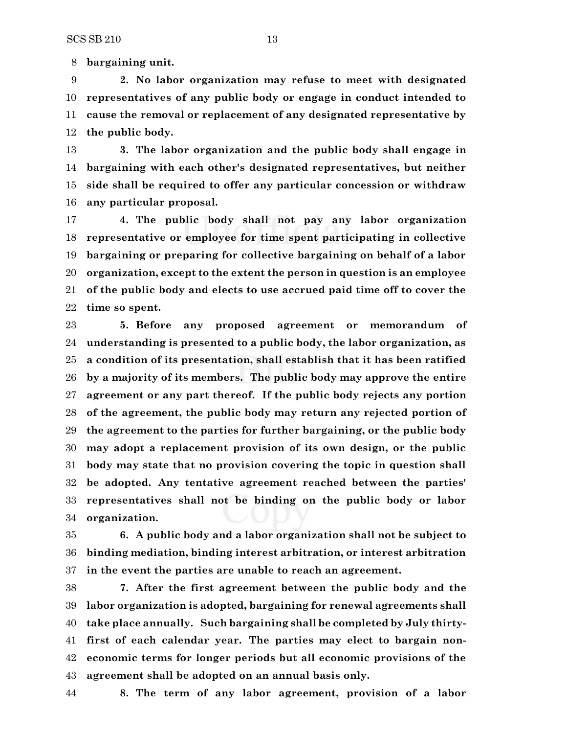**bargaining unit.**

**2. No labor organization may refuse to meet with designated representatives of any public body or engage in conduct intended to cause the removal or replacement of any designated representative by the public body.**

**3. The labor organization and the public body shall engage in bargaining with each other's designated representatives, but neither side shall be required to offer any particular concession or withdraw any particular proposal.**

**4. The public body shall not pay any labor organization representative or employee for time spent participating in collective bargaining or preparing for collective bargaining on behalf of a labor organization, except to the extent the person in question is an employee of the public body and elects to use accrued paid time off to cover the time so spent.**

**5. Before any proposed agreement or memorandum of understanding is presented to a public body, the labor organization, as a condition of its presentation, shall establish that it has been ratified by a majority of its members. The public body may approve the entire agreement or any part thereof. If the public body rejects any portion of the agreement, the public body may return any rejected portion of the agreement to the parties for further bargaining, or the public body may adopt a replacement provision of its own design, or the public body may state that no provision covering the topic in question shall be adopted. Any tentative agreement reached between the parties' representatives shall not be binding on the public body or labor organization.**

**6. A public body and a labor organization shall not be subject to binding mediation, binding interest arbitration, or interest arbitration in the event the parties are unable to reach an agreement.**

**7. After the first agreement between the public body and the labor organization is adopted, bargaining for renewal agreements shall take place annually. Such bargaining shall be completed by July thirty-first of each calendar year. The parties may elect to bargain non-economic terms for longer periods but all economic provisions of the agreement shall be adopted on an annual basis only.**

**8. The term of any labor agreement, provision of a labor**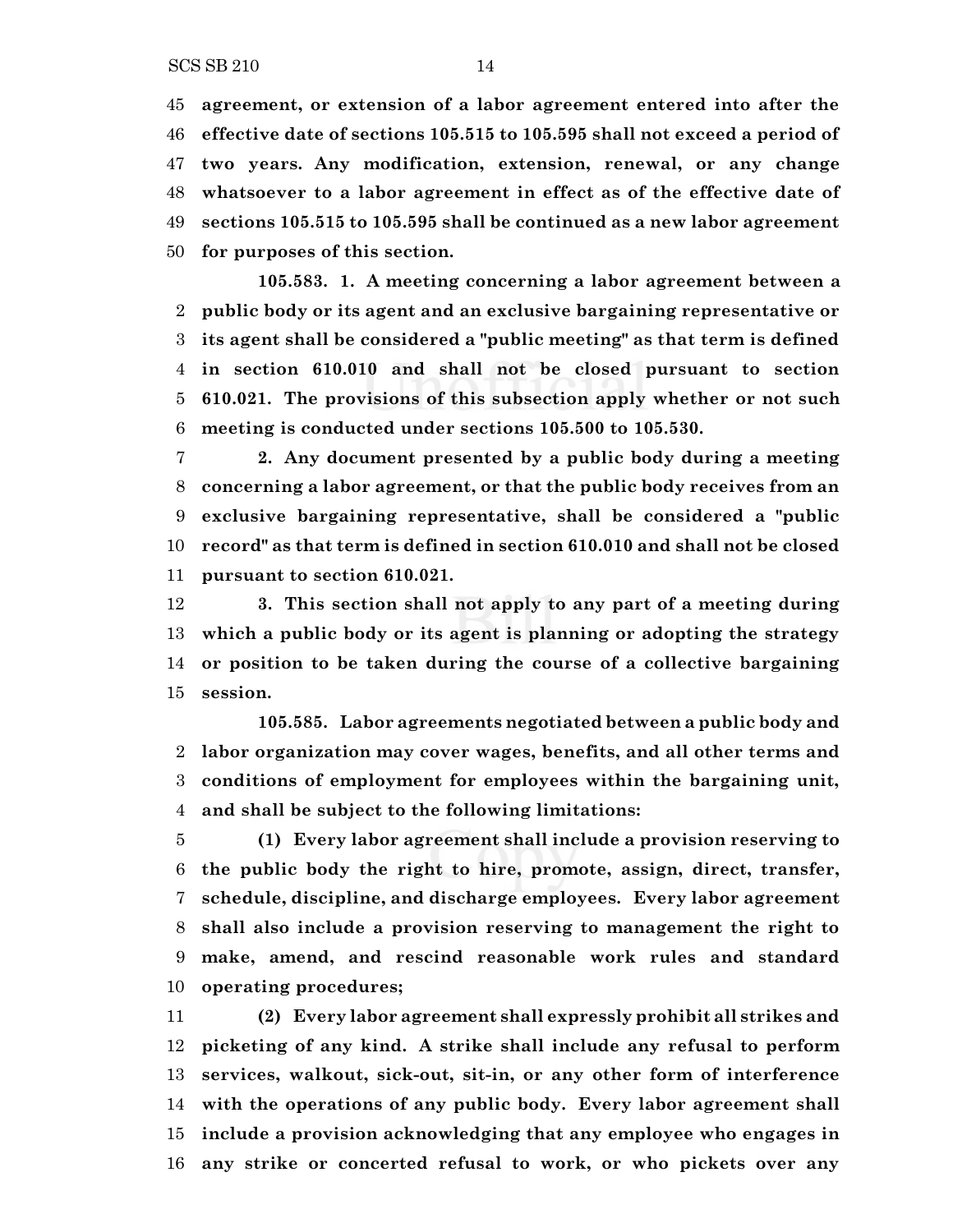**agreement, or extension of a labor agreement entered into after the effective date of sections 105.515 to 105.595 shall not exceed a period of two years. Any modification, extension, renewal, or any change whatsoever to a labor agreement in effect as of the effective date of sections 105.515 to 105.595 shall be continued as a new labor agreement for purposes of this section.**

**105.583. 1. A meeting concerning a labor agreement between a public body or its agent and an exclusive bargaining representative or its agent shall be considered a "public meeting" as that term is defined in section 610.010 and shall not be closed pursuant to section 610.021. The provisions of this subsection apply whether or not such meeting is conducted under sections 105.500 to 105.530.**

**2. Any document presented by a public body during a meeting concerning a labor agreement, or that the public body receives from an exclusive bargaining representative, shall be considered a "public record" as that term is defined in section 610.010 and shall not be closed pursuant to section 610.021.**

**3. This section shall not apply to any part of a meeting during which a public body or its agent is planning or adopting the strategy or position to be taken during the course of a collective bargaining session.**

**105.585. Labor agreements negotiated between a public body and labor organization may cover wages, benefits, and all other terms and conditions of employment for employees within the bargaining unit, and shall be subject to the following limitations:**

**(1) Every labor agreement shall include a provision reserving to the public body the right to hire, promote, assign, direct, transfer, schedule, discipline, and discharge employees. Every labor agreement shall also include a provision reserving to management the right to make, amend, and rescind reasonable work rules and standard operating procedures;**

**(2) Every labor agreement shall expressly prohibit all strikes and picketing of any kind. A strike shall include any refusal to perform services, walkout, sick-out, sit-in, or any other form of interference with the operations of any public body. Every labor agreement shall include a provision acknowledging that any employee who engages in any strike or concerted refusal to work, or who pickets over any**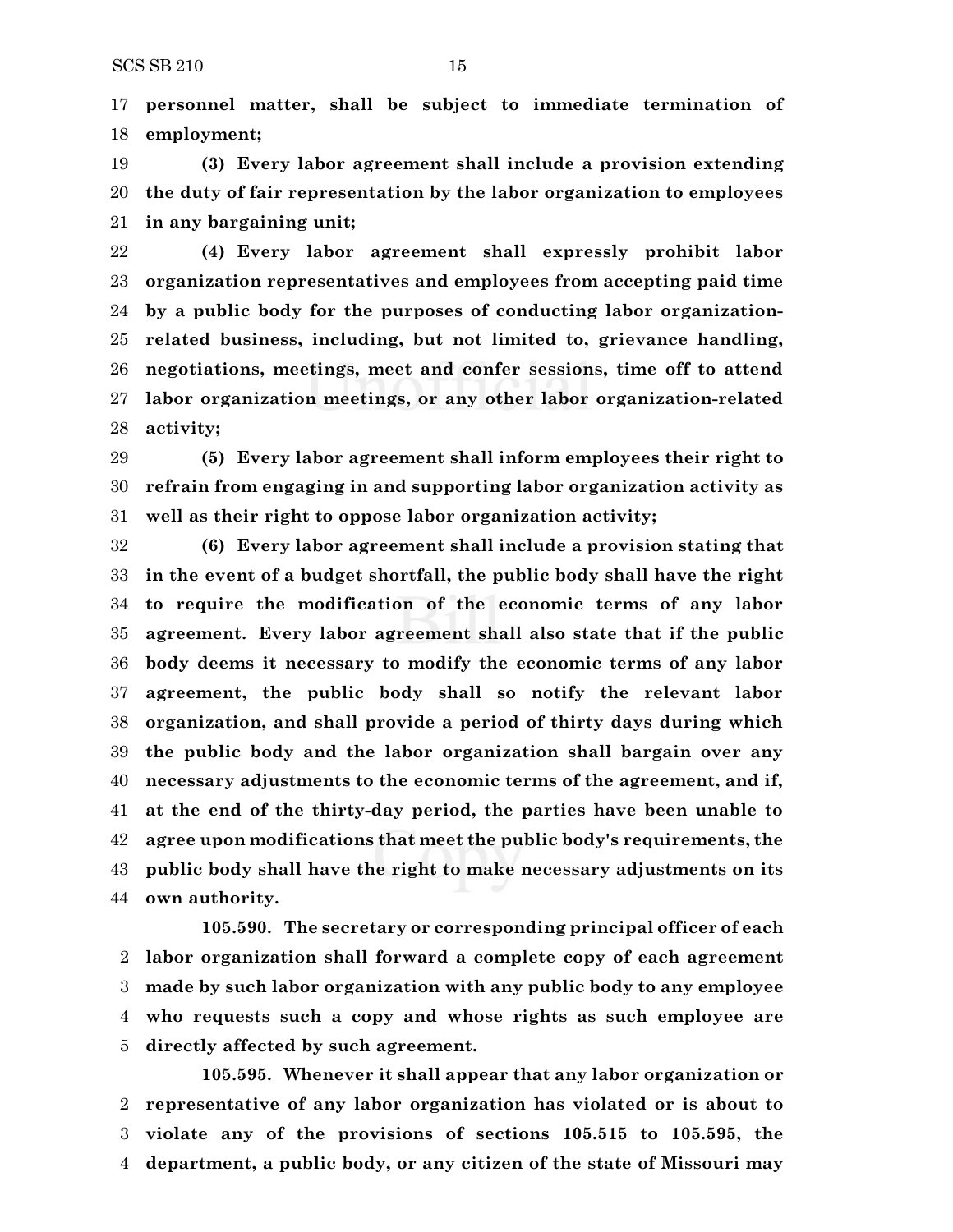**personnel matter, shall be subject to immediate termination of employment;**

**(3) Every labor agreement shall include a provision extending the duty of fair representation by the labor organization to employees in any bargaining unit;**

**(4) Every labor agreement shall expressly prohibit labor organization representatives and employees from accepting paid time by a public body for the purposes of conducting labor organization-related business, including, but not limited to, grievance handling, negotiations, meetings, meet and confer sessions, time off to attend labor organization meetings, or any other labor organization-related activity;**

**(5) Every labor agreement shall inform employees their right to refrain from engaging in and supporting labor organization activity as well as their right to oppose labor organization activity;**

**(6) Every labor agreement shall include a provision stating that in the event of a budget shortfall, the public body shall have the right to require the modification of the economic terms of any labor agreement. Every labor agreement shall also state that if the public body deems it necessary to modify the economic terms of any labor agreement, the public body shall so notify the relevant labor organization, and shall provide a period of thirty days during which the public body and the labor organization shall bargain over any necessary adjustments to the economic terms of the agreement, and if, at the end of the thirty-day period, the parties have been unable to agree upon modifications that meet the public body's requirements, the public body shall have the right to make necessary adjustments on its own authority.**

**105.590. The secretary or corresponding principal officer of each labor organization shall forward a complete copy of each agreement made by such labor organization with any public body to any employee who requests such a copy and whose rights as such employee are directly affected by such agreement.**

**105.595. Whenever it shall appear that any labor organization or representative of any labor organization has violated or is about to violate any of the provisions of sections 105.515 to 105.595, the department, a public body, or any citizen of the state of Missouri may**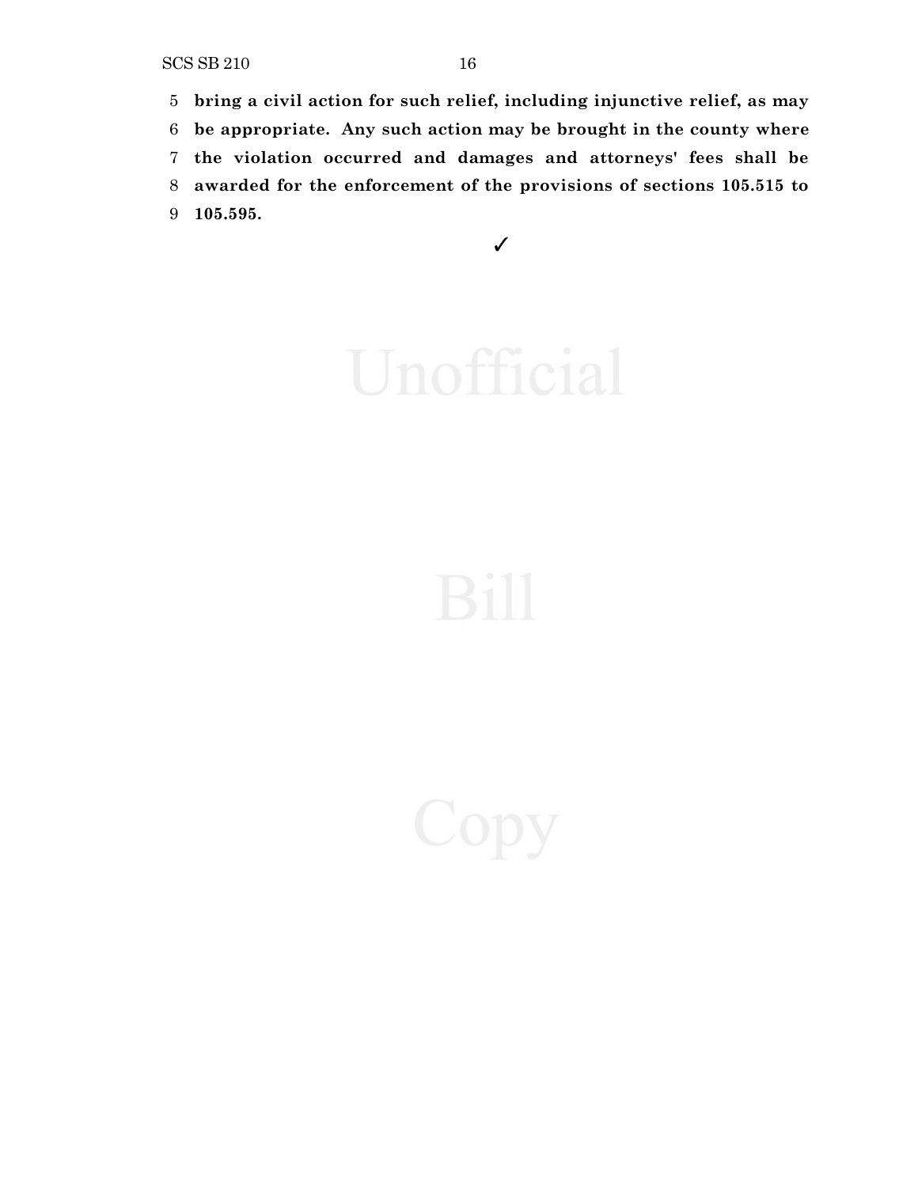**bring a civil action for such relief, including injunctive relief, as may be appropriate. Any such action may be brought in the county where the violation occurred and damages and attorneys' fees shall be awarded for the enforcement of the provisions of sections 105.515 to 105.595.**

✓